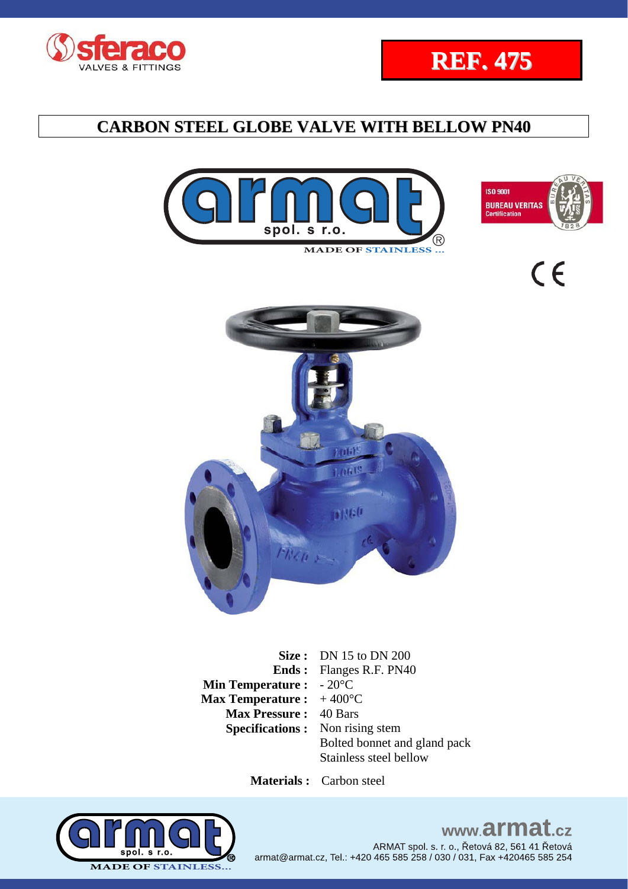**REF. 475**

# CARBON STEEL GLOBE VALVE WITH BELLOW PN40

MADE OF STAINLESS ...

ISO 9001
BUREAU VERITAS
Certification

CE

| | |
|---|---|
| **Size :** | DN 15 to DN 200 |
| **Ends :** | Flanges R.F. PN40 |
| **Min Temperature :** | - 20°C |
| **Max Temperature :** | + 400°C |
| **Max Pressure :** | 40 Bars |
| **Specifications :** | Non rising stem |
| | Bolted bonnet and gland pack |
| | Stainless steel bellow |

**Materials :** Carbon steel

www.armat.cz

ARMAT spol. s. r. o., Řetová 82, 561 41 Řetová
armat@armat.cz, Tel.: +420 465 585 258 / 030 / 031, Fax +420465 585 254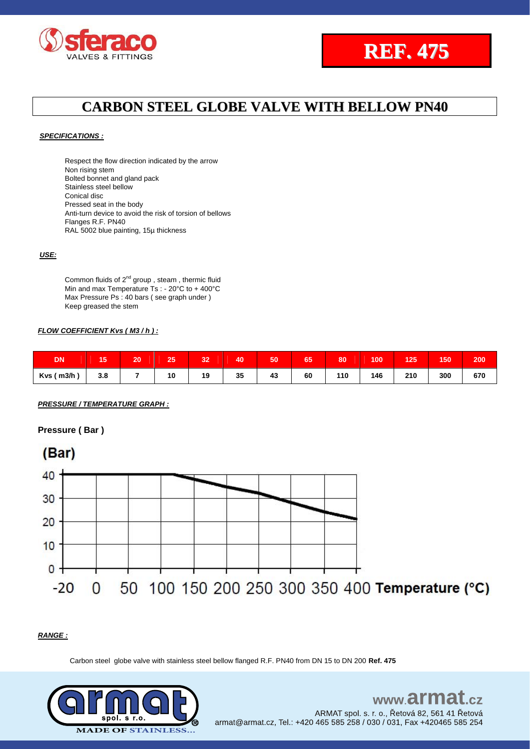# REF. 475

## CARBON STEEL GLOBE VALVE WITH BELLOW PN40

***SPECIFICATIONS :***

Respect the flow direction indicated by the arrow
Non rising stem
Bolted bonnet and gland pack
Stainless steel bellow
Conical disc
Pressed seat in the body
Anti-turn device to avoid the risk of torsion of bellows
Flanges R.F. PN40
RAL 5002 blue painting, 15µ thickness

***USE:***

Common fluids of 2[nd] group , steam , thermic fluid
Min and max Temperature Ts : - 20°C to + 400°C
Max Pressure Ps : 40 bars ( see graph under )
Keep greased the stem

***FLOW COEFFICIENT Kvs ( M3 / h ) :***

| DN | 15 | 20 | 25 | 32 | 40 | 50 | 65 | 80 | 100 | 125 | 150 | 200 |
|---|---|---|---|---|---|---|---|---|---|---|---|---|
| Kvs ( m3/h ) | 3.8 | 7 | 10 | 19 | 35 | 43 | 60 | 110 | 146 | 210 | 300 | 670 |

***PRESSURE / TEMPERATURE GRAPH :***

**Pressure ( Bar )**

(Bar)

40
30
20
10
0

-20 0 50 100 150 200 250 300 350 400 **Temperature (°C)**

***RANGE :***

Carbon steel globe valve with stainless steel bellow flanged R.F. PN40 from DN 15 to DN 200 **Ref. 475**

www.armat.cz
ARMAT spol. s r. o., Řetová 82, 561 41 Řetová
armat@armat.cz, Tel.: +420 465 585 258 / 030 / 031, Fax +420465 585 254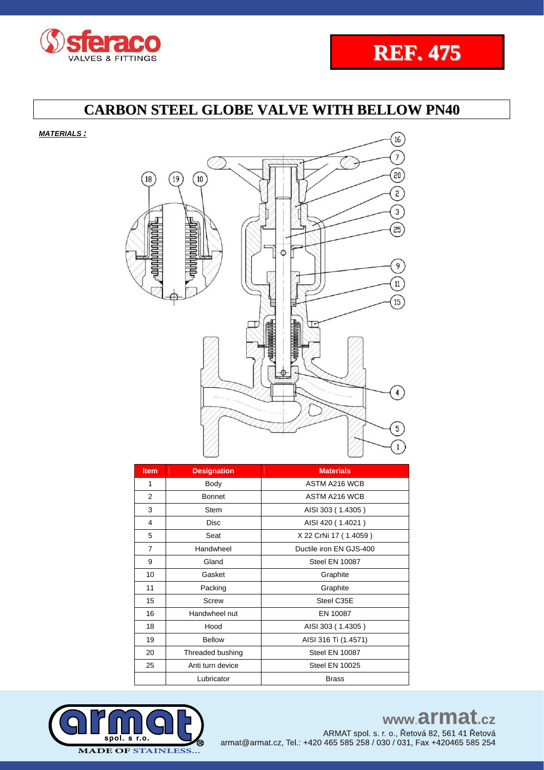**REF. 475**

# CARBON STEEL GLOBE VALVE WITH BELLOW PN40

***MATERIALS :***

| Item | Designation | Materials |
|---|---|---|
| 1 | Body | ASTM A216 WCB |
| 2 | Bonnet | ASTM A216 WCB |
| 3 | Stem | AISI 303 ( 1.4305 ) |
| 4 | Disc | AISI 420 ( 1.4021 ) |
| 5 | Seat | X 22 CrNi 17 ( 1.4059 ) |
| 7 | Handwheel | Ductile iron EN GJS-400 |
| 9 | Gland | Steel EN 10087 |
| 10 | Gasket | Graphite |
| 11 | Packing | Graphite |
| 15 | Screw | Steel C35E |
| 16 | Handwheel nut | EN 10087 |
| 18 | Hood | AISI 303 ( 1.4305 ) |
| 19 | Bellow | AISI 316 Ti (1.4571) |
| 20 | Threaded bushing | Steel EN 10087 |
| 25 | Anti turn device | Steel EN 10025 |
| | Lubricator | Brass |

www.armat.cz

ARMAT spol. s. r. o., Řetová 82, 561 41 Řetová
armat@armat.cz, Tel.: +420 465 585 258 / 030 / 031, Fax +420465 585 254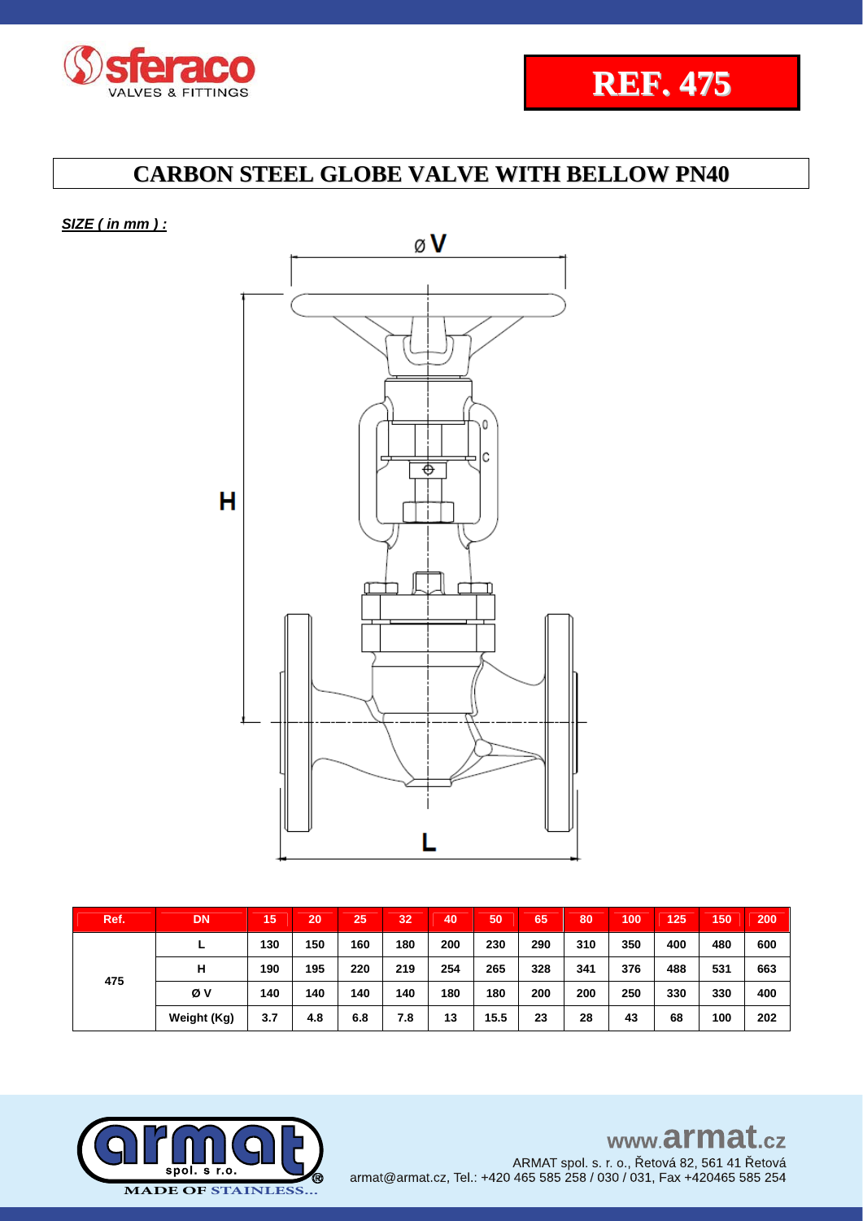**REF. 475**

# CARBON STEEL GLOBE VALVE WITH BELLOW PN40

***SIZE ( in mm ) :***

| Ref. | DN | 15 | 20 | 25 | 32 | 40 | 50 | 65 | 80 | 100 | 125 | 150 | 200 |
|---|---|---|---|---|---|---|---|---|---|---|---|---|---|
| 475 | L | 130 | 150 | 160 | 180 | 200 | 230 | 290 | 310 | 350 | 400 | 480 | 600 |
| | H | 190 | 195 | 220 | 219 | 254 | 265 | 328 | 341 | 376 | 488 | 531 | 663 |
| | Ø V | 140 | 140 | 140 | 140 | 180 | 180 | 200 | 200 | 250 | 330 | 330 | 400 |
| | Weight (Kg) | 3.7 | 4.8 | 6.8 | 7.8 | 13 | 15.5 | 23 | 28 | 43 | 68 | 100 | 202 |

MADE OF STAINLESS...

www.armat.cz

ARMAT spol. s r. o., Řetová 82, 561 41 Řetová
armat@armat.cz, Tel.: +420 465 585 258 / 030 / 031, Fax +420465 585 254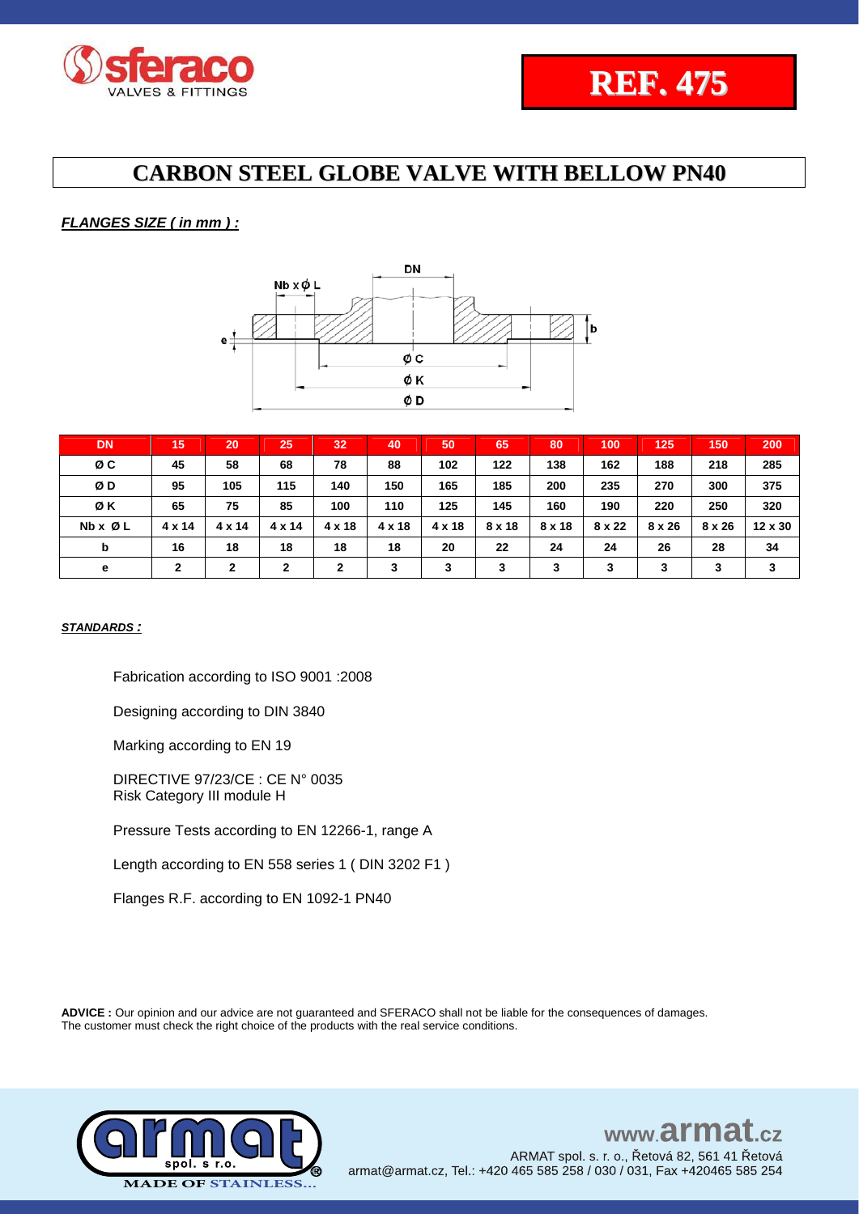# REF. 475

## CARBON STEEL GLOBE VALVE WITH BELLOW PN40

***FLANGES SIZE ( in mm ) :***

| DN | 15 | 20 | 25 | 32 | 40 | 50 | 65 | 80 | 100 | 125 | 150 | 200 |
|---|---|---|---|---|---|---|---|---|---|---|---|---|
| Ø C | 45 | 58 | 68 | 78 | 88 | 102 | 122 | 138 | 162 | 188 | 218 | 285 |
| Ø D | 95 | 105 | 115 | 140 | 150 | 165 | 185 | 200 | 235 | 270 | 300 | 375 |
| Ø K | 65 | 75 | 85 | 100 | 110 | 125 | 145 | 160 | 190 | 220 | 250 | 320 |
| Nb x Ø L | 4 x 14 | 4 x 14 | 4 x 14 | 4 x 18 | 4 x 18 | 4 x 18 | 8 x 18 | 8 x 18 | 8 x 22 | 8 x 26 | 8 x 26 | 12 x 30 |
| b | 16 | 18 | 18 | 18 | 18 | 20 | 22 | 24 | 24 | 26 | 28 | 34 |
| e | 2 | 2 | 2 | 2 | 3 | 3 | 3 | 3 | 3 | 3 | 3 | 3 |

***STANDARDS :***

Fabrication according to ISO 9001 :2008

Designing according to DIN 3840

Marking according to EN 19

DIRECTIVE 97/23/CE : CE N° 0035
Risk Category III module H

Pressure Tests according to EN 12266-1, range A

Length according to EN 558 series 1 ( DIN 3202 F1 )

Flanges R.F. according to EN 1092-1 PN40

**ADVICE :** Our opinion and our advice are not guaranteed and SFERACO shall not be liable for the consequences of damages. The customer must check the right choice of the products with the real service conditions.

www.armat.cz
ARMAT spol. s r. o., Řetová 82, 561 41 Řetová
armat@armat.cz, Tel.: +420 465 585 258 / 030 / 031, Fax +420465 585 254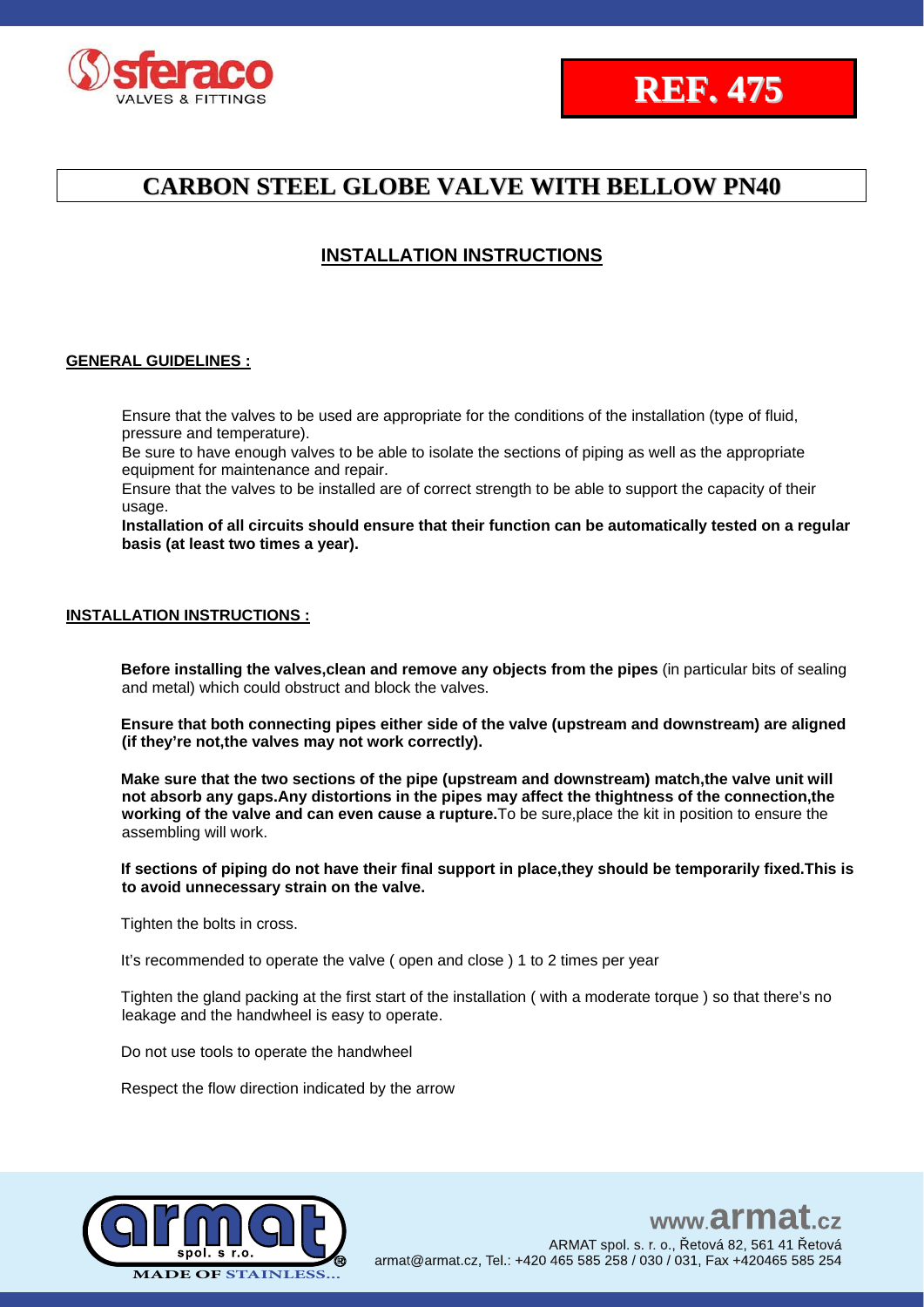**REF. 475**

# CARBON STEEL GLOBE VALVE WITH BELLOW PN40

## INSTALLATION INSTRUCTIONS

### GENERAL GUIDELINES :

Ensure that the valves to be used are appropriate for the conditions of the installation (type of fluid, pressure and temperature).

Be sure to have enough valves to be able to isolate the sections of piping as well as the appropriate equipment for maintenance and repair.

Ensure that the valves to be installed are of correct strength to be able to support the capacity of their usage.

**Installation of all circuits should ensure that their function can be automatically tested on a regular basis (at least two times a year).**

### INSTALLATION INSTRUCTIONS :

**Before installing the valves,clean and remove any objects from the pipes** (in particular bits of sealing and metal) which could obstruct and block the valves.

**Ensure that both connecting pipes either side of the valve (upstream and downstream) are aligned (if they're not,the valves may not work correctly).**

**Make sure that the two sections of the pipe (upstream and downstream) match,the valve unit will not absorb any gaps.Any distortions in the pipes may affect the thightness of the connection,the working of the valve and can even cause a rupture.**To be sure,place the kit in position to ensure the assembling will work.

**If sections of piping do not have their final support in place,they should be temporarily fixed.This is to avoid unnecessary strain on the valve.**

Tighten the bolts in cross.

It's recommended to operate the valve ( open and close ) 1 to 2 times per year

Tighten the gland packing at the first start of the installation ( with a moderate torque ) so that there's no leakage and the handwheel is easy to operate.

Do not use tools to operate the handwheel

Respect the flow direction indicated by the arrow